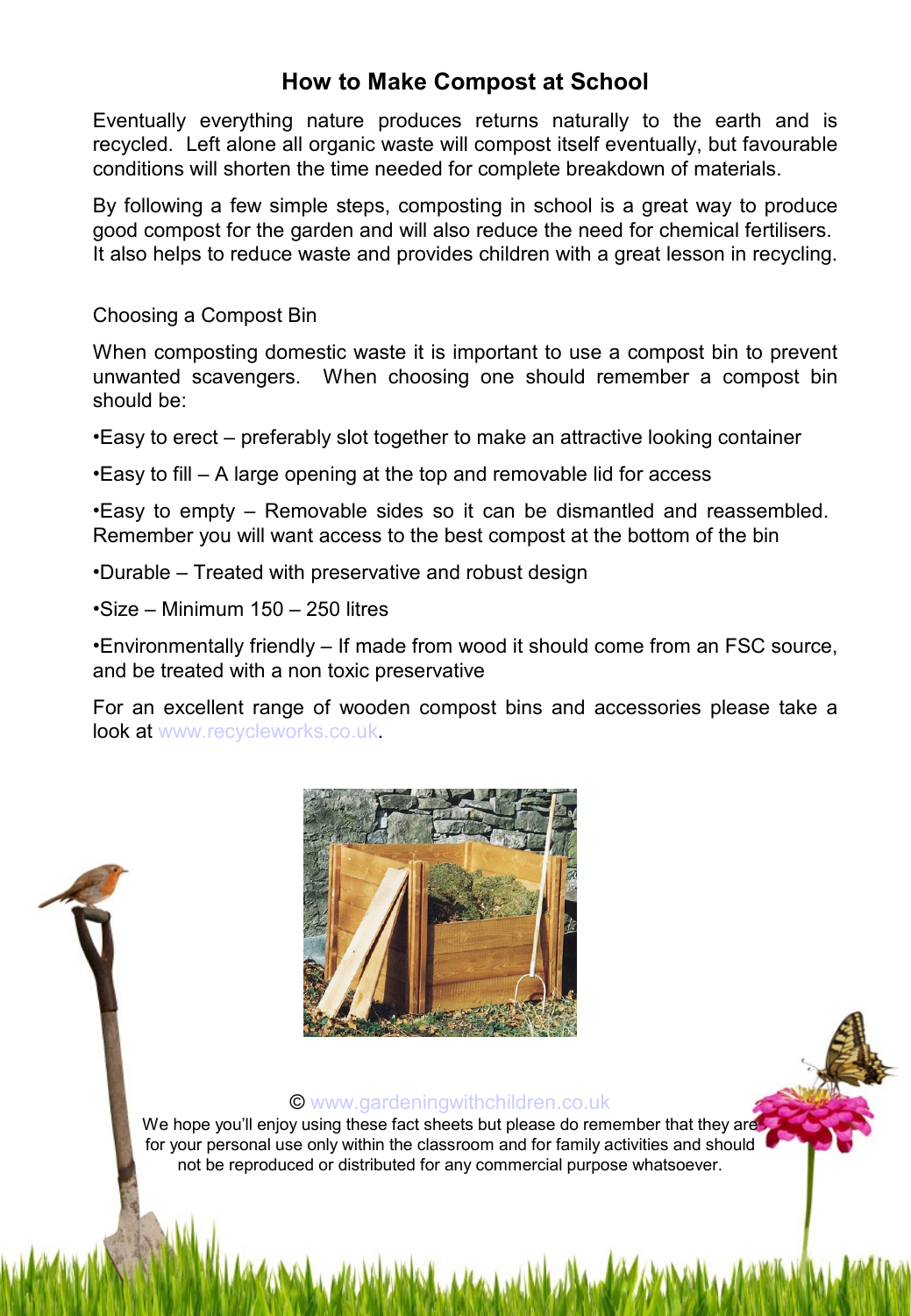# How to Make Compost at School

Eventually everything nature produces returns naturally to the earth and is recycled. Left alone all organic waste will compost itself eventually, but favourable conditions will shorten the time needed for complete breakdown of materials.

By following a few simple steps, composting in school is a great way to produce good compost for the garden and will also reduce the need for chemical fertilisers. It also helps to reduce waste and provides children with a great lesson in recycling.

## Choosing a Compost Bin

When composting domestic waste it is important to use a compost bin to prevent unwanted scavengers. When choosing one should remember a compost bin should be:

- Easy to erect – preferably slot together to make an attractive looking container
- Easy to fill – A large opening at the top and removable lid for access
- Easy to empty – Removable sides so it can be dismantled and reassembled. Remember you will want access to the best compost at the bottom of the bin
- Durable – Treated with preservative and robust design
- Size – Minimum 150 – 250 litres
- Environmentally friendly – If made from wood it should come from an FSC source, and be treated with a non toxic preservative

For an excellent range of wooden compost bins and accessories please take a look at www.recycleworks.co.uk.

© www.gardeningwithchildren.co.uk
We hope you'll enjoy using these fact sheets but please do remember that they are for your personal use only within the classroom and for family activities and should not be reproduced or distributed for any commercial purpose whatsoever.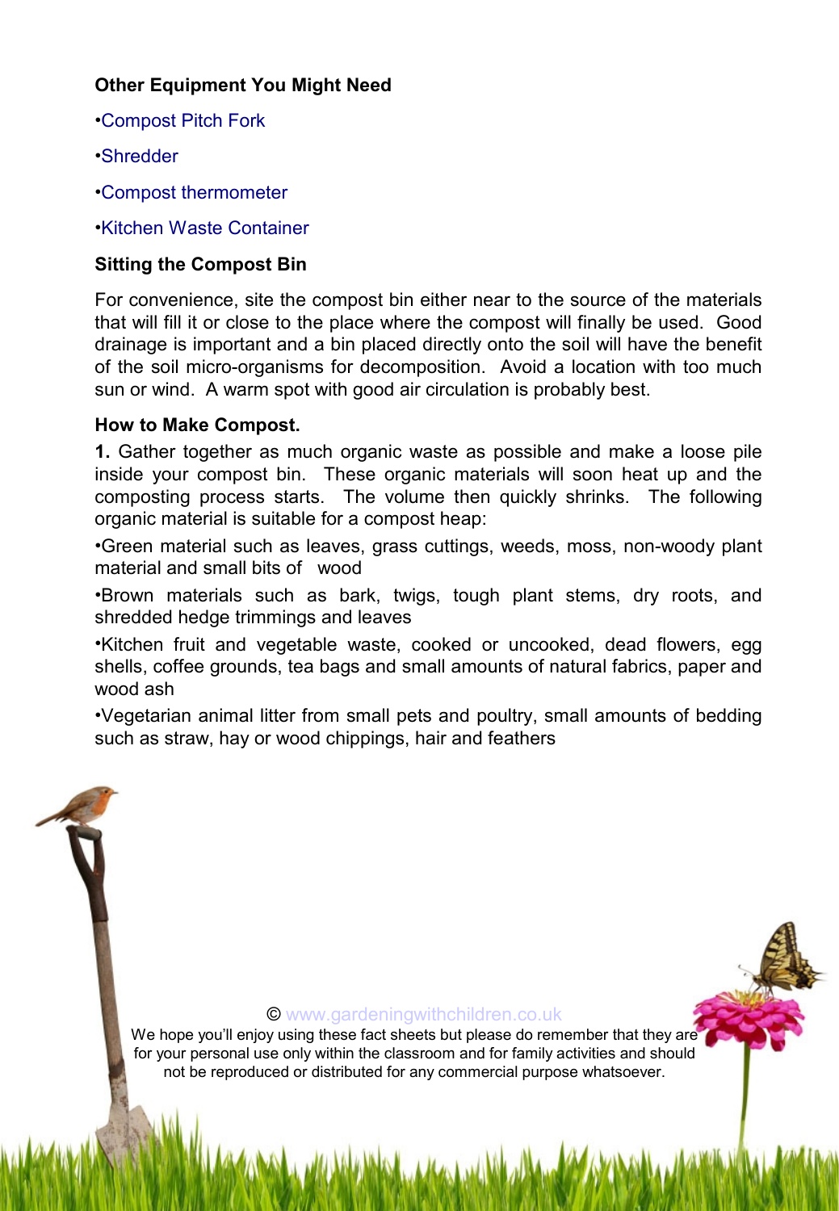**Other Equipment You Might Need**

•Compost Pitch Fork

•Shredder

•Compost thermometer

•Kitchen Waste Container

**Sitting the Compost Bin**

For convenience, site the compost bin either near to the source of the materials that will fill it or close to the place where the compost will finally be used. Good drainage is important and a bin placed directly onto the soil will have the benefit of the soil micro-organisms for decomposition. Avoid a location with too much sun or wind. A warm spot with good air circulation is probably best.

**How to Make Compost.**

**1.** Gather together as much organic waste as possible and make a loose pile inside your compost bin. These organic materials will soon heat up and the composting process starts. The volume then quickly shrinks. The following organic material is suitable for a compost heap:

•Green material such as leaves, grass cuttings, weeds, moss, non-woody plant material and small bits of wood

•Brown materials such as bark, twigs, tough plant stems, dry roots, and shredded hedge trimmings and leaves

•Kitchen fruit and vegetable waste, cooked or uncooked, dead flowers, egg shells, coffee grounds, tea bags and small amounts of natural fabrics, paper and wood ash

•Vegetarian animal litter from small pets and poultry, small amounts of bedding such as straw, hay or wood chippings, hair and feathers

© www.gardeningwithchildren.co.uk

We hope you'll enjoy using these fact sheets but please do remember that they are for your personal use only within the classroom and for family activities and should not be reproduced or distributed for any commercial purpose whatsoever.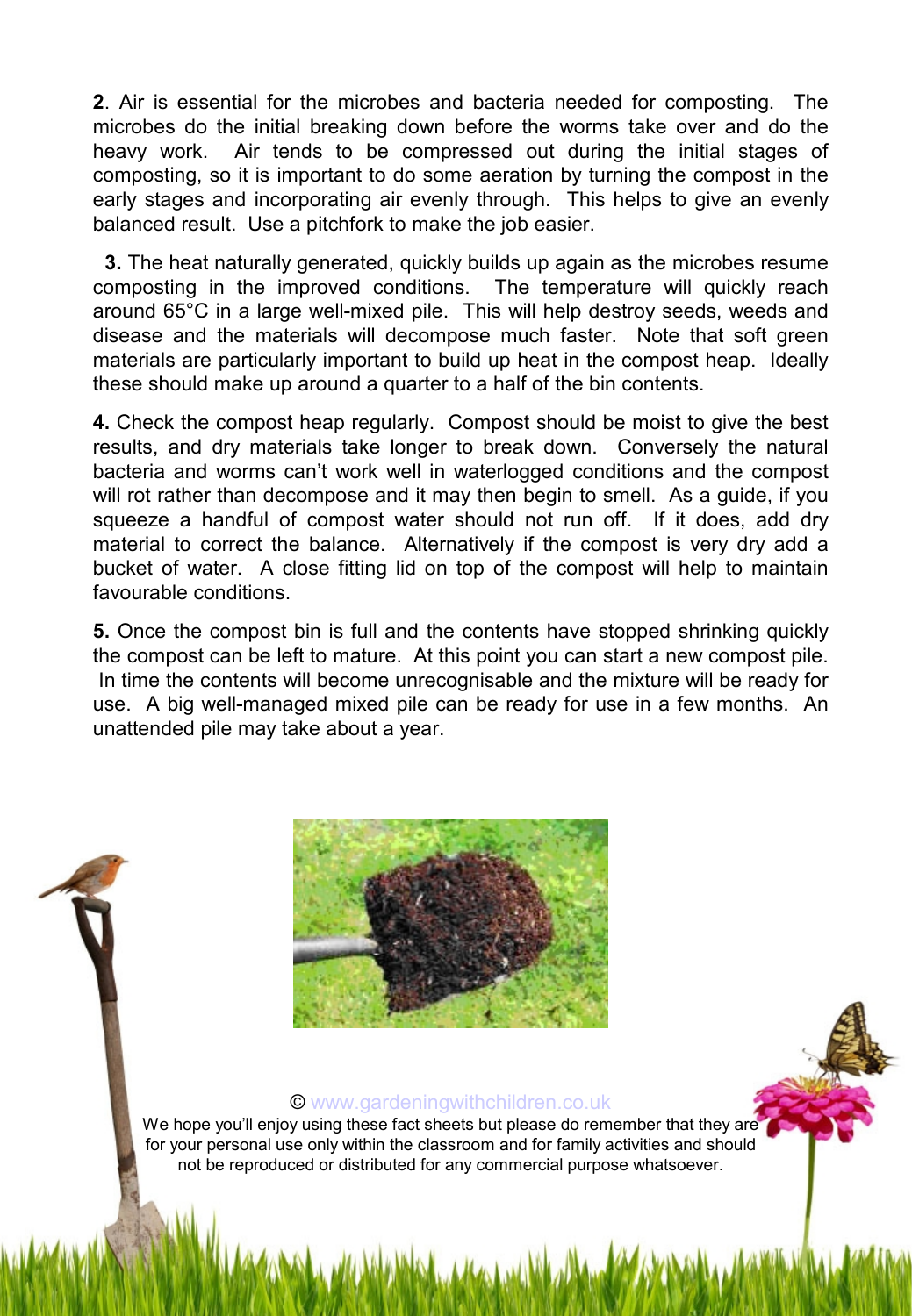**2**. Air is essential for the microbes and bacteria needed for composting. The microbes do the initial breaking down before the worms take over and do the heavy work. Air tends to be compressed out during the initial stages of composting, so it is important to do some aeration by turning the compost in the early stages and incorporating air evenly through. This helps to give an evenly balanced result. Use a pitchfork to make the job easier.

**3.** The heat naturally generated, quickly builds up again as the microbes resume composting in the improved conditions. The temperature will quickly reach around 65°C in a large well-mixed pile. This will help destroy seeds, weeds and disease and the materials will decompose much faster. Note that soft green materials are particularly important to build up heat in the compost heap. Ideally these should make up around a quarter to a half of the bin contents.

**4.** Check the compost heap regularly. Compost should be moist to give the best results, and dry materials take longer to break down. Conversely the natural bacteria and worms can't work well in waterlogged conditions and the compost will rot rather than decompose and it may then begin to smell. As a guide, if you squeeze a handful of compost water should not run off. If it does, add dry material to correct the balance. Alternatively if the compost is very dry add a bucket of water. A close fitting lid on top of the compost will help to maintain favourable conditions.

**5.** Once the compost bin is full and the contents have stopped shrinking quickly the compost can be left to mature. At this point you can start a new compost pile. In time the contents will become unrecognisable and the mixture will be ready for use. A big well-managed mixed pile can be ready for use in a few months. An unattended pile may take about a year.

© www.gardeningwithchildren.co.uk
We hope you'll enjoy using these fact sheets but please do remember that they are for your personal use only within the classroom and for family activities and should not be reproduced or distributed for any commercial purpose whatsoever.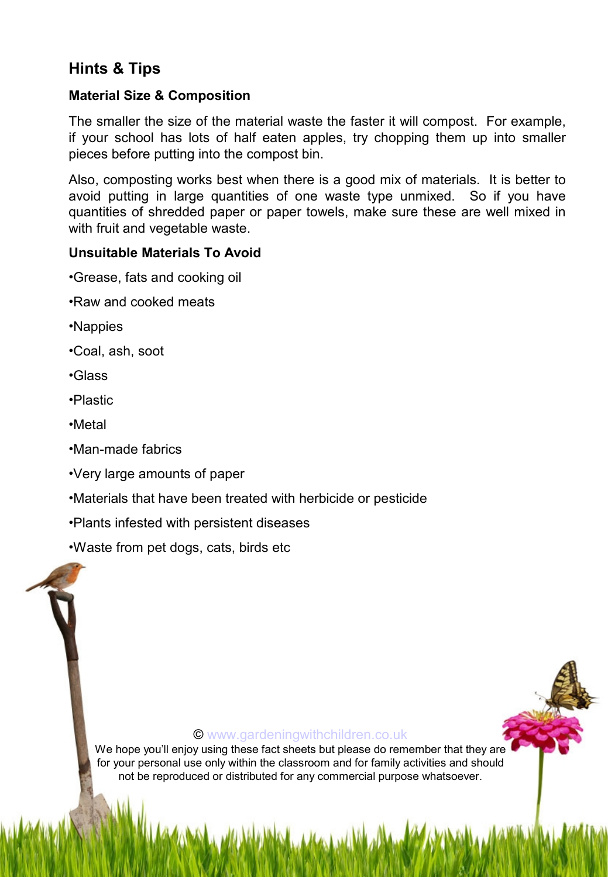## Hints & Tips

### Material Size & Composition

The smaller the size of the material waste the faster it will compost. For example, if your school has lots of half eaten apples, try chopping them up into smaller pieces before putting into the compost bin.

Also, composting works best when there is a good mix of materials. It is better to avoid putting in large quantities of one waste type unmixed. So if you have quantities of shredded paper or paper towels, make sure these are well mixed in with fruit and vegetable waste.

### Unsuitable Materials To Avoid

- Grease, fats and cooking oil
- Raw and cooked meats
- Nappies
- Coal, ash, soot
- Glass
- Plastic
- Metal
- Man-made fabrics
- Very large amounts of paper
- Materials that have been treated with herbicide or pesticide
- Plants infested with persistent diseases
- Waste from pet dogs, cats, birds etc

© www.gardeningwithchildren.co.uk

We hope you'll enjoy using these fact sheets but please do remember that they are for your personal use only within the classroom and for family activities and should not be reproduced or distributed for any commercial purpose whatsoever.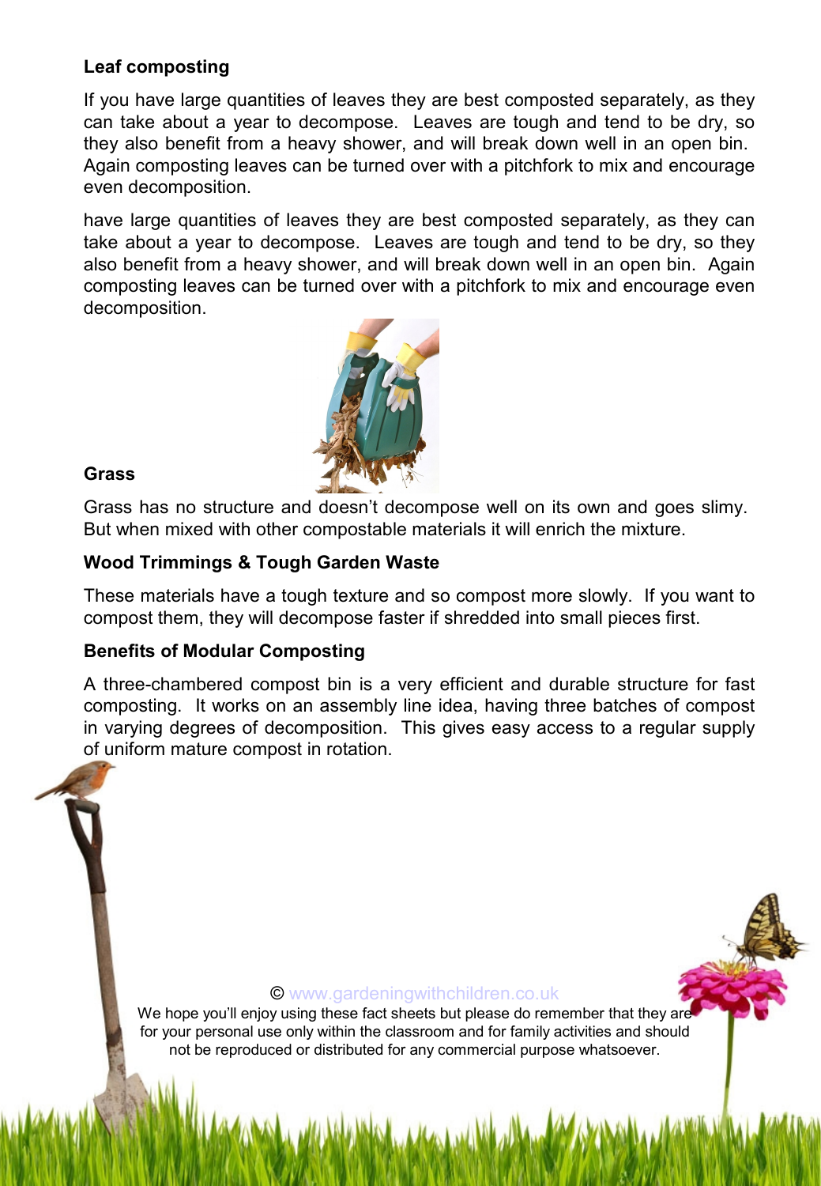**Leaf composting**

If you have large quantities of leaves they are best composted separately, as they can take about a year to decompose. Leaves are tough and tend to be dry, so they also benefit from a heavy shower, and will break down well in an open bin. Again composting leaves can be turned over with a pitchfork to mix and encourage even decomposition.

have large quantities of leaves they are best composted separately, as they can take about a year to decompose. Leaves are tough and tend to be dry, so they also benefit from a heavy shower, and will break down well in an open bin. Again composting leaves can be turned over with a pitchfork to mix and encourage even decomposition.

**Grass**

Grass has no structure and doesn't decompose well on its own and goes slimy. But when mixed with other compostable materials it will enrich the mixture.

**Wood Trimmings & Tough Garden Waste**

These materials have a tough texture and so compost more slowly. If you want to compost them, they will decompose faster if shredded into small pieces first.

**Benefits of Modular Composting**

A three-chambered compost bin is a very efficient and durable structure for fast composting. It works on an assembly line idea, having three batches of compost in varying degrees of decomposition. This gives easy access to a regular supply of uniform mature compost in rotation.

© www.gardeningwithchildren.co.uk

We hope you'll enjoy using these fact sheets but please do remember that they are for your personal use only within the classroom and for family activities and should not be reproduced or distributed for any commercial purpose whatsoever.